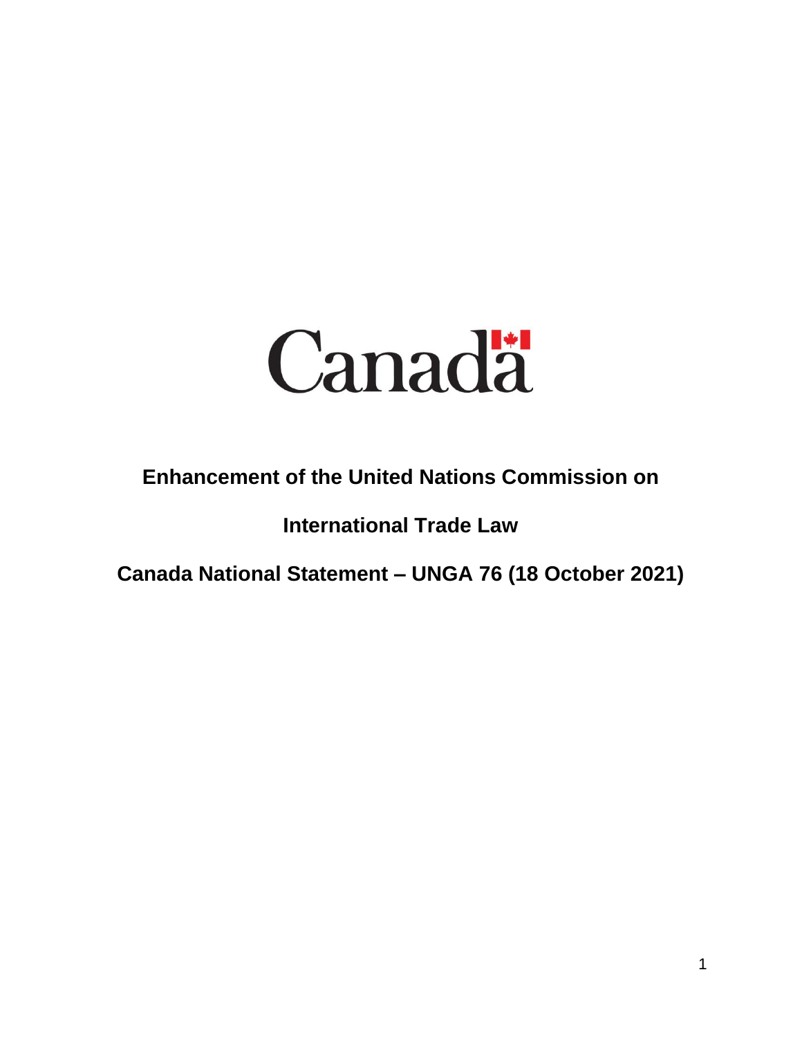Canada

# Enhancement of the United Nations Commission on International Trade Law

## Canada National Statement – UNGA 76 (18 October 2021)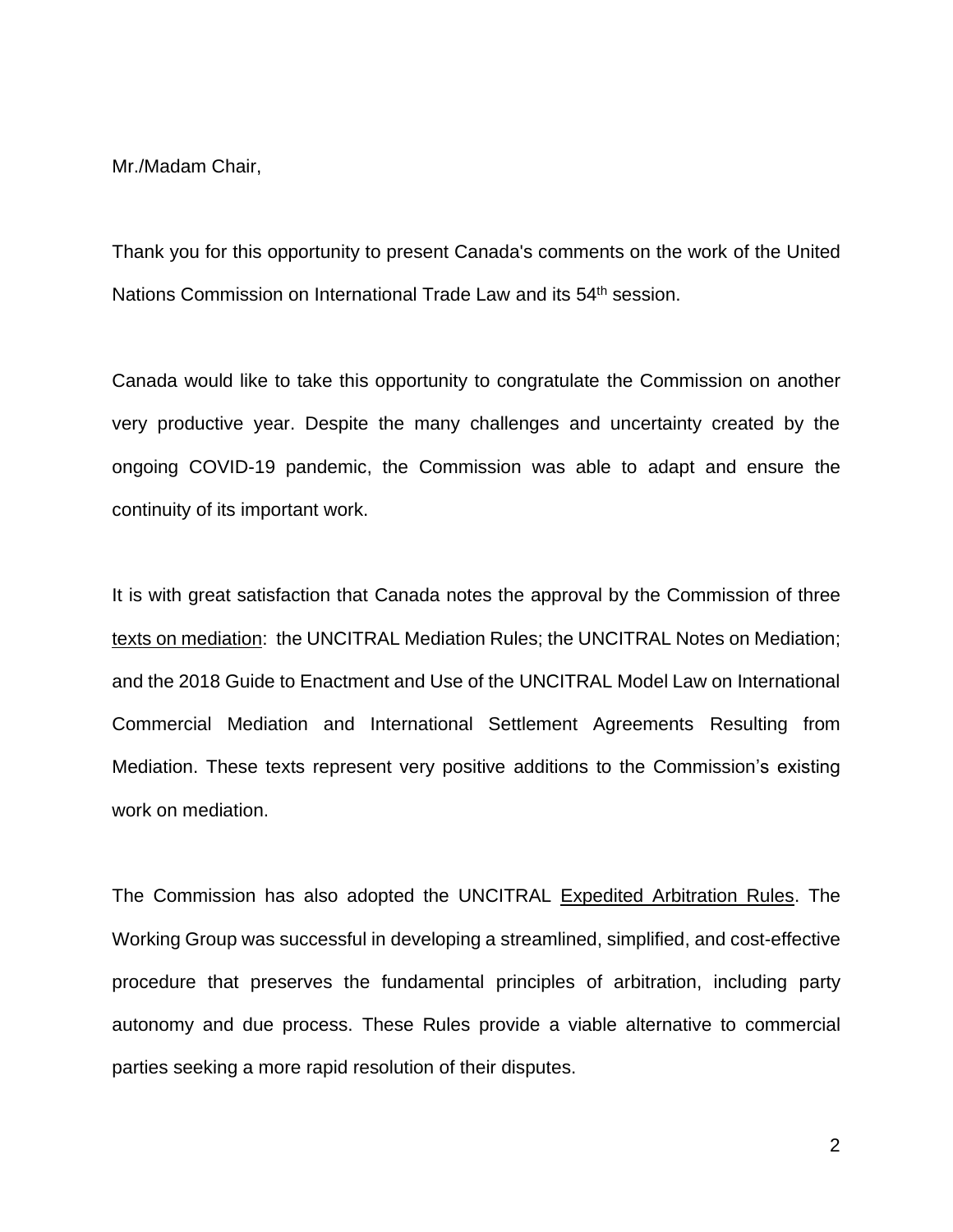Mr./Madam Chair,

Thank you for this opportunity to present Canada's comments on the work of the United Nations Commission on International Trade Law and its 54th session.

Canada would like to take this opportunity to congratulate the Commission on another very productive year. Despite the many challenges and uncertainty created by the ongoing COVID-19 pandemic, the Commission was able to adapt and ensure the continuity of its important work.

It is with great satisfaction that Canada notes the approval by the Commission of three texts on mediation: the UNCITRAL Mediation Rules; the UNCITRAL Notes on Mediation; and the 2018 Guide to Enactment and Use of the UNCITRAL Model Law on International Commercial Mediation and International Settlement Agreements Resulting from Mediation. These texts represent very positive additions to the Commission's existing work on mediation.

The Commission has also adopted the UNCITRAL Expedited Arbitration Rules. The Working Group was successful in developing a streamlined, simplified, and cost-effective procedure that preserves the fundamental principles of arbitration, including party autonomy and due process. These Rules provide a viable alternative to commercial parties seeking a more rapid resolution of their disputes.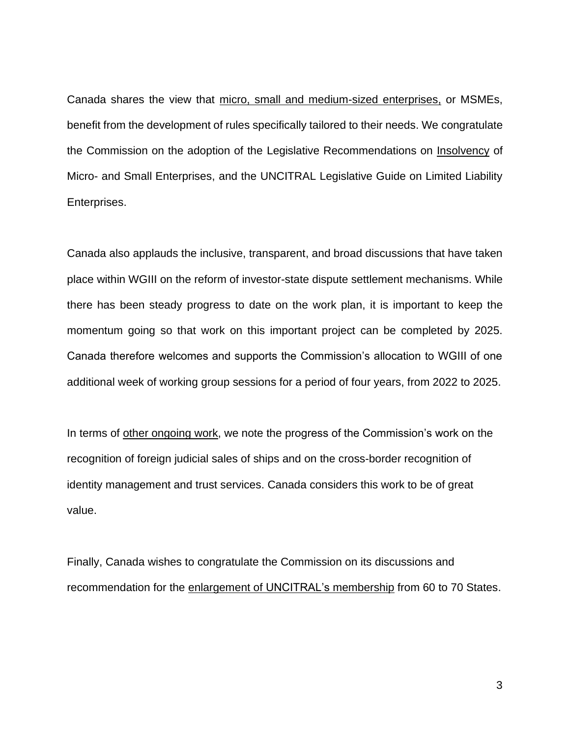Canada shares the view that micro, small and medium-sized enterprises, or MSMEs, benefit from the development of rules specifically tailored to their needs. We congratulate the Commission on the adoption of the Legislative Recommendations on Insolvency of Micro- and Small Enterprises, and the UNCITRAL Legislative Guide on Limited Liability Enterprises.

Canada also applauds the inclusive, transparent, and broad discussions that have taken place within WGIII on the reform of investor-state dispute settlement mechanisms. While there has been steady progress to date on the work plan, it is important to keep the momentum going so that work on this important project can be completed by 2025. Canada therefore welcomes and supports the Commission's allocation to WGIII of one additional week of working group sessions for a period of four years, from 2022 to 2025.

In terms of other ongoing work, we note the progress of the Commission's work on the recognition of foreign judicial sales of ships and on the cross-border recognition of identity management and trust services. Canada considers this work to be of great value.

Finally, Canada wishes to congratulate the Commission on its discussions and recommendation for the enlargement of UNCITRAL's membership from 60 to 70 States.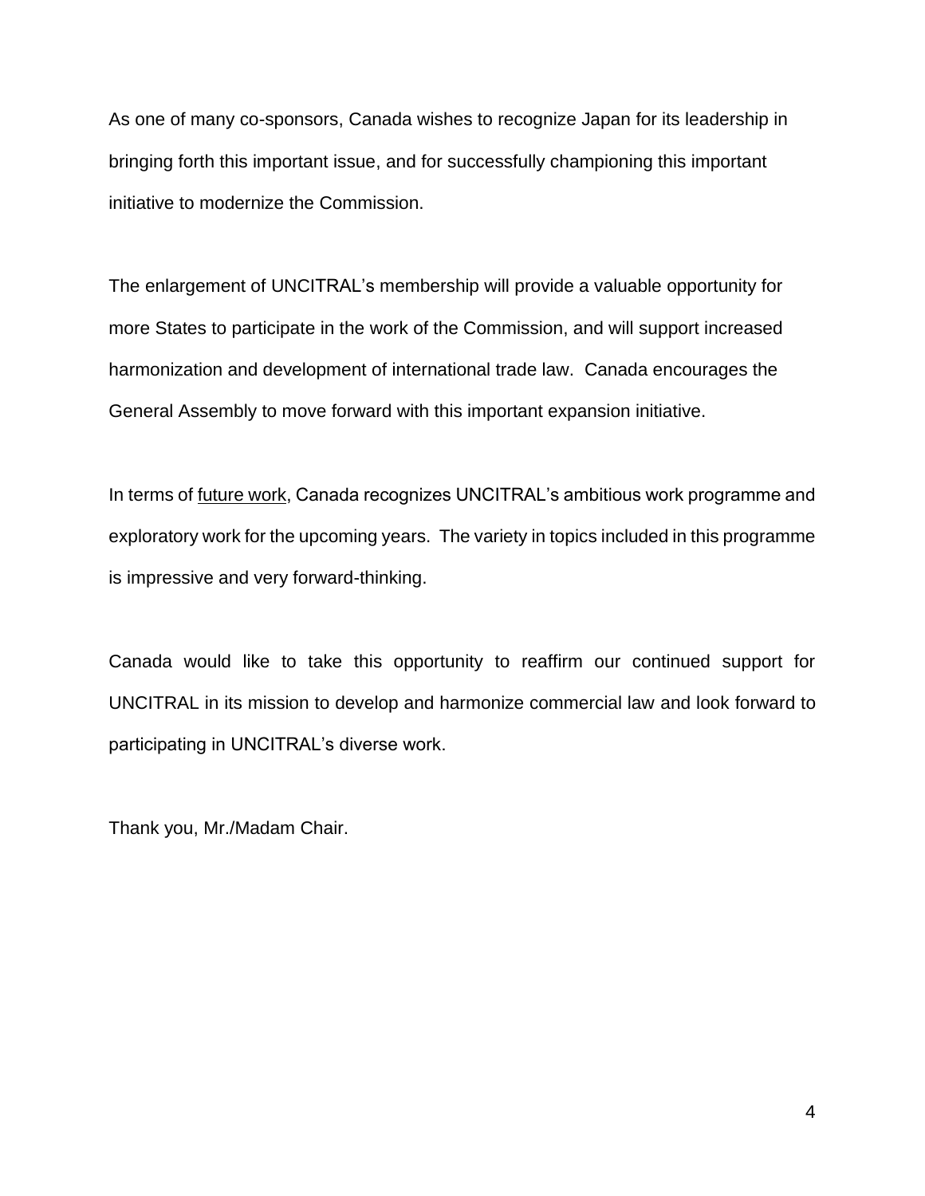As one of many co-sponsors, Canada wishes to recognize Japan for its leadership in bringing forth this important issue, and for successfully championing this important initiative to modernize the Commission.

The enlargement of UNCITRAL's membership will provide a valuable opportunity for more States to participate in the work of the Commission, and will support increased harmonization and development of international trade law. Canada encourages the General Assembly to move forward with this important expansion initiative.

In terms of <u>future work</u>, Canada recognizes UNCITRAL's ambitious work programme and exploratory work for the upcoming years. The variety in topics included in this programme is impressive and very forward-thinking.

Canada would like to take this opportunity to reaffirm our continued support for UNCITRAL in its mission to develop and harmonize commercial law and look forward to participating in UNCITRAL's diverse work.

Thank you, Mr./Madam Chair.